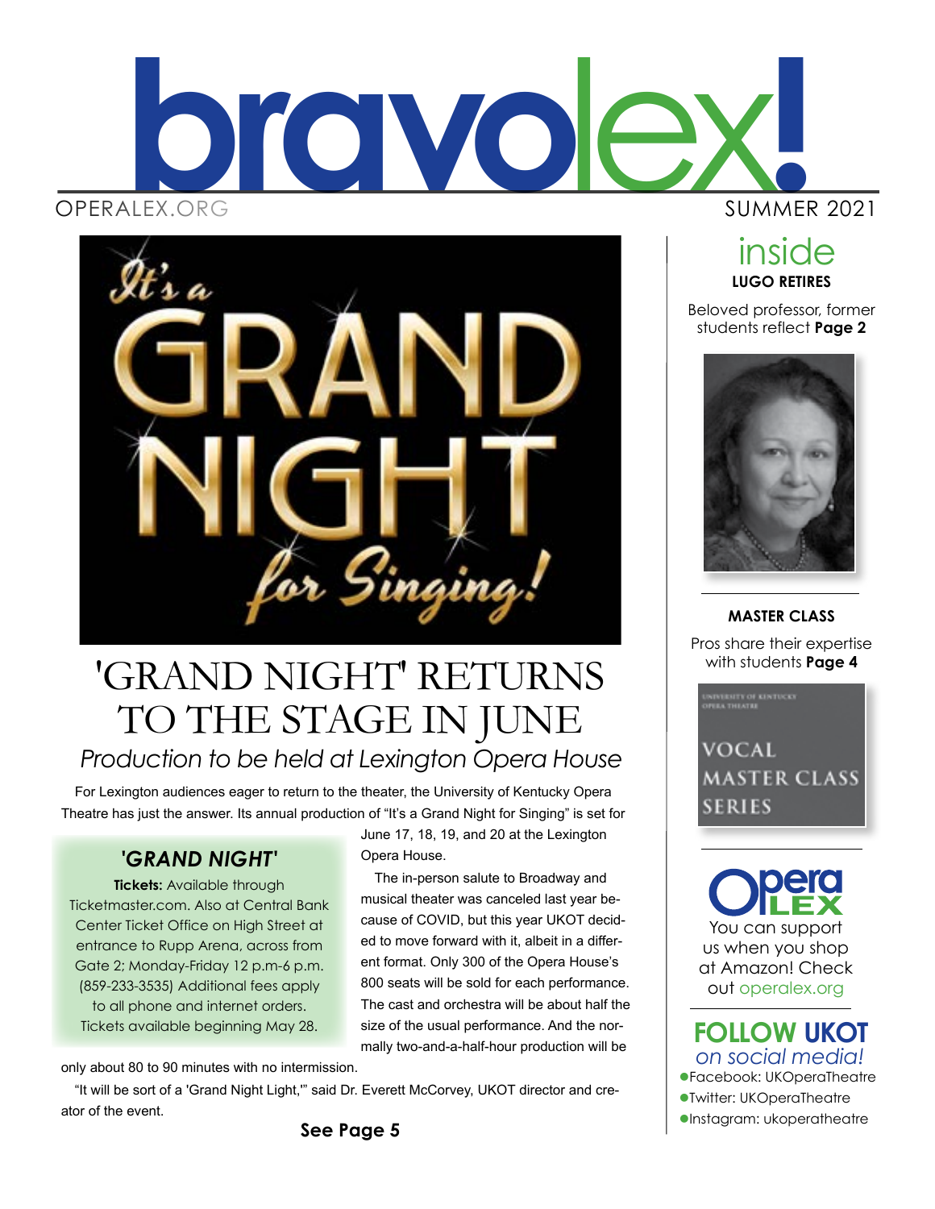# bravolex!

OPERALEX.ORG

SUMMER 2021

It's a GRAND NIGHT for Singing!

# 'GRAND NIGHT' RETURNS TO THE STAGE IN JUNE

*Production to be held at Lexington Opera House*

For Lexington audiences eager to return to the theater, the University of Kentucky Opera Theatre has just the answer. Its annual production of "It's a Grand Night for Singing" is set for June 17, 18, 19, and 20 at the Lexington Opera House.

The in-person salute to Broadway and musical theater was canceled last year because of COVID, but this year UKOT decided to move forward with it, albeit in a different format. Only 300 of the Opera House's 800 seats will be sold for each performance. The cast and orchestra will be about half the size of the usual performance. And the normally two-and-a-half-hour production will be only about 80 to 90 minutes with no intermission.

"It will be sort of a 'Grand Night Light,'" said Dr. Everett McCorvey, UKOT director and creator of the event.

**See Page 5**

### *'GRAND NIGHT'*

**Tickets:** Available through Ticketmaster.com. Also at Central Bank Center Ticket Office on High Street at entrance to Rupp Arena, across from Gate 2; Monday-Friday 12 p.m-6 p.m. (859-233-3535) Additional fees apply to all phone and internet orders. Tickets available beginning May 28.

## inside

**LUGO RETIRES**

Beloved professor, former students reflect **Page 2**

**MASTER CLASS**

Pros share their expertise with students **Page 4**

UNIVERSITY OF KENTUCKY OPERA THEATRE

VOCAL MASTER CLASS SERIES

Opera LEX

You can support us when you shop at Amazon! Check out operalex.org

## FOLLOW UKOT *on social media!*

- Facebook: UKOperaTheatre
- Twitter: UKOperaTheatre
- Instagram: ukoperatheatre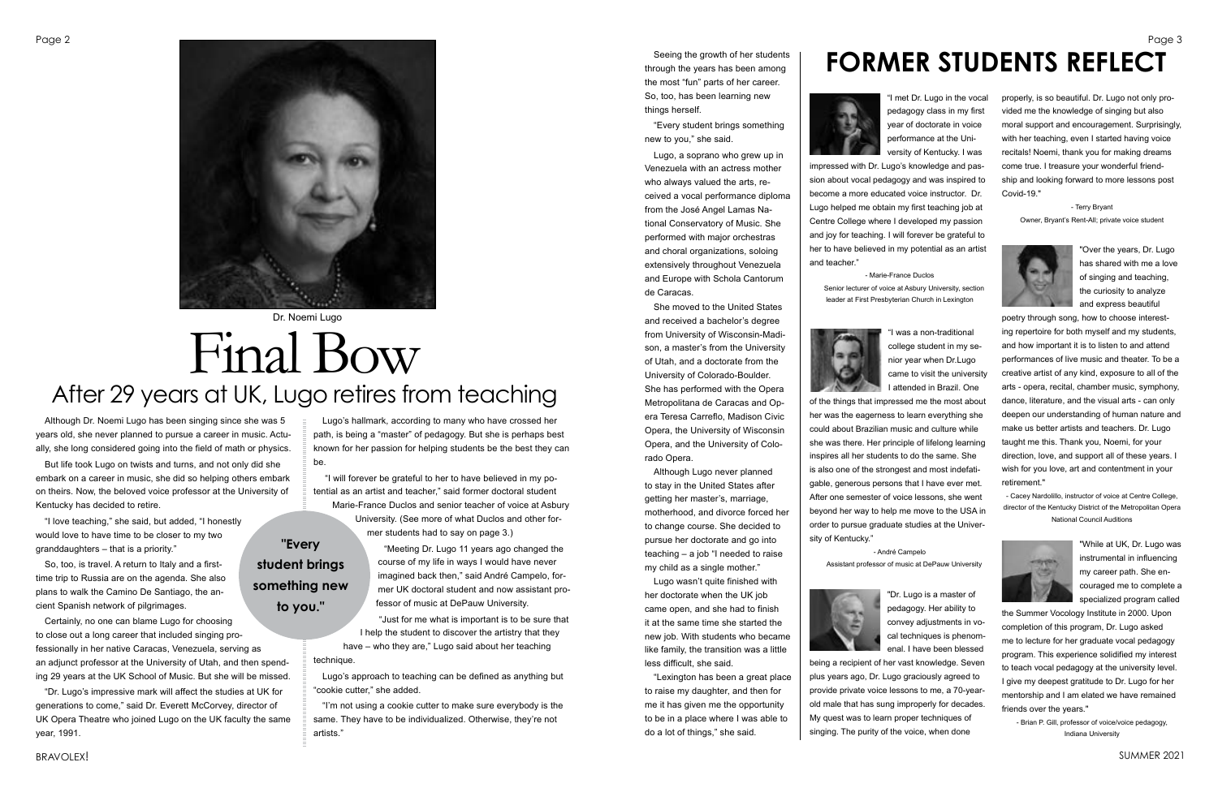Dr. Noemi Lugo

# Final Bow

## After 29 years at UK, Lugo retires from teaching

Although Dr. Noemi Lugo has been singing since she was 5 years old, she never planned to pursue a career in music. Actually, she long considered going into the field of math or physics.

But life took Lugo on twists and turns, and not only did she embark on a career in music, she did so helping others embark on theirs. Now, the beloved voice professor at the University of Kentucky has decided to retire.

"I love teaching," she said, but added, "I honestly would love to have time to be closer to my two granddaughters – that is a priority."

So, too, is travel. A return to Italy and a first-time trip to Russia are on the agenda. She also plans to walk the Camino De Santiago, the ancient Spanish network of pilgrimages.

Certainly, no one can blame Lugo for choosing to close out a long career that included singing professionally in her native Caracas, Venezuela, serving as an adjunct professor at the University of Utah, and then spending 29 years at the UK School of Music. But she will be missed.

"Dr. Lugo's impressive mark will affect the studies at UK for generations to come," said Dr. Everett McCorvey, director of UK Opera Theatre who joined Lugo on the UK faculty the same year, 1991.

**"Every student brings something new to you."**

Lugo's hallmark, according to many who have crossed her path, is being a "master" of pedagogy. But she is perhaps best known for her passion for helping students be the best they can be.

"I will forever be grateful to her to have believed in my potential as an artist and teacher," said former doctoral student Marie-France Duclos and senior teacher of voice at Asbury University. (See more of what Duclos and other former students had to say on page 3.)

"Meeting Dr. Lugo 11 years ago changed the course of my life in ways I would have never imagined back then," said André Campelo, former UK doctoral student and now assistant professor of music at DePauw University.

"Just for me what is important is to be sure that I help the student to discover the artistry that they have – who they are," Lugo said about her teaching technique.

Lugo's approach to teaching can be defined as anything but "cookie cutter," she added.

"I'm not using a cookie cutter to make sure everybody is the same. They have to be individualized. Otherwise, they're not artists."

Seeing the growth of her students through the years has been among the most "fun" parts of her career. So, too, has been learning new things herself.

"Every student brings something new to you," she said.

Lugo, a soprano who grew up in Venezuela with an actress mother who always valued the arts, received a vocal performance diploma from the José Angel Lamas National Conservatory of Music. She performed with major orchestras and choral organizations, soloing extensively throughout Venezuela and Europe with Schola Cantorum de Caracas.

She moved to the United States and received a bachelor's degree from University of Wisconsin-Madison, a master's from the University of Utah, and a doctorate from the University of Colorado-Boulder. She has performed with the Opera Metropolitana de Caracas and Opera Teresa Carreño, Madison Civic Opera, the University of Wisconsin Opera, and the University of Colorado Opera.

Although Lugo never planned to stay in the United States after getting her master's, marriage, motherhood, and divorce forced her to change course. She decided to pursue her doctorate and go into teaching – a job "I needed to raise my child as a single mother."

Lugo wasn't quite finished with her doctorate when the UK job came open, and she had to finish it at the same time she started the new job. With students who became like family, the transition was a little less difficult, she said.

"Lexington has been a great place to raise my daughter, and then for me it has given me the opportunity to be in a place where I was able to do a lot of things," she said.

# FORMER STUDENTS REFLECT

"I met Dr. Lugo in the vocal pedagogy class in my first year of doctorate in voice performance at the University of Kentucky. I was impressed with Dr. Lugo's knowledge and passion about vocal pedagogy and was inspired to become a more educated voice instructor. Dr. Lugo helped me obtain my first teaching job at Centre College where I developed my passion and joy for teaching. I will forever be grateful to her to have believed in my potential as an artist and teacher."

- Marie-France Duclos
Senior lecturer of voice at Asbury University, section leader at First Presbyterian Church in Lexington

"I was a non-traditional college student in my senior year when Dr.Lugo came to visit the university I attended in Brazil. One of the things that impressed me the most about her was the eagerness to learn everything she could about Brazilian music and culture while she was there. Her principle of lifelong learning inspires all her students to do the same. She is also one of the strongest and most indefatigable, generous persons that I have ever met. After one semester of voice lessons, she went beyond her way to help me move to the USA in order to pursue graduate studies at the University of Kentucky."

- André Campelo
Assistant professor of music at DePauw University

"Dr. Lugo is a master of pedagogy. Her ability to convey adjustments in vocal techniques is phenomenal. I have been blessed being a recipient of her vast knowledge. Seven plus years ago, Dr. Lugo graciously agreed to provide private voice lessons to me, a 70-year-old male that has sung improperly for decades. My quest was to learn proper techniques of singing. The purity of the voice, when done properly, is so beautiful. Dr. Lugo not only provided me the knowledge of singing but also moral support and encouragement. Surprisingly, with her teaching, even I started having voice recitals! Noemi, thank you for making dreams come true. I treasure your wonderful friendship and looking forward to more lessons post Covid-19."

- Terry Bryant
Owner, Bryant's Rent-All; private voice student

"Over the years, Dr. Lugo has shared with me a love of singing and teaching, the curiosity to analyze and express beautiful poetry through song, how to choose interesting repertoire for both myself and my students, and how important it is to listen to and attend performances of live music and theater. To be a creative artist of any kind, exposure to all of the arts - opera, recital, chamber music, symphony, dance, literature, and the visual arts - can only deepen our understanding of human nature and make us better artists and teachers. Dr. Lugo taught me this. Thank you, Noemi, for your direction, love, and support all of these years. I wish for you love, art and contentment in your retirement."

- Cacey Nardolillo, instructor of voice at Centre College, director of the Kentucky District of the Metropolitan Opera National Council Auditions

"While at UK, Dr. Lugo was instrumental in influencing my career path. She encouraged me to complete a specialized program called the Summer Vocology Institute in 2000. Upon completion of this program, Dr. Lugo asked me to lecture for her graduate vocal pedagogy program. This experience solidified my interest to teach vocal pedagogy at the university level. I give my deepest gratitude to Dr. Lugo for her mentorship and I am elated we have remained friends over the years."

- Brian P. Gill, professor of voice/voice pedagogy, Indiana University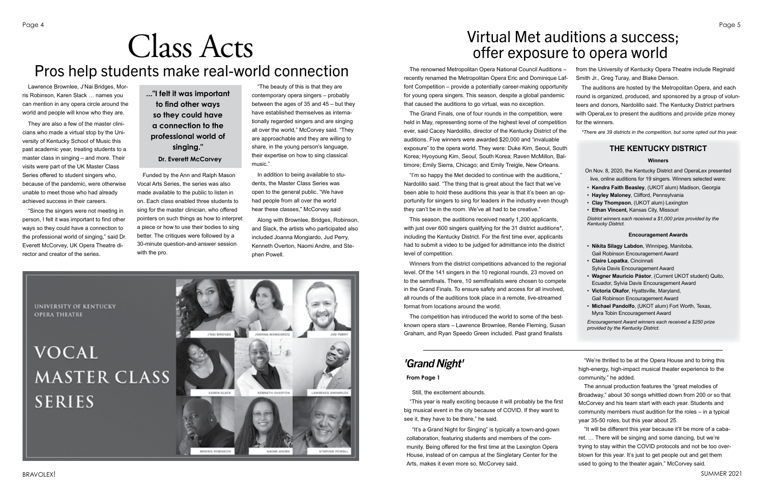# Class Acts

## Pros help students make real-world connection

Lawrence Brownlee, J'Nai Bridges, Morris Robinson, Karen Slack … names you can mention in any opera circle around the world and people will know who they are.

They are also a few of the master clinicians who made a virtual stop by the University of Kentucky School of Music this past academic year, treating students to a master class in singing – and more. Their visits were part of the UK Master Class Series offered to student singers who, because of the pandemic, were otherwise unable to meet those who had already achieved success in their careers.

"Since the singers were not meeting in person, I felt it was important to find other ways so they could have a connection to the professional world of singing," said Dr. Everett McCorvey, UK Opera Theatre director and creator of the series.

> **..."I felt it was important to find other ways so they could have a connection to the professional world of singing."**
>
> **Dr. Everett McCorvey**

Funded by the Ann and Ralph Mason Vocal Arts Series, the series was also made available to the public to listen in on. Each class enabled three students to sing for the master clinician, who offered pointers on such things as how to interpret a piece or how to use their bodies to sing better. The critiques were followed by a 30-minute question-and-answer session with the pro.

"The beauty of this is that they are contemporary opera singers – probably between the ages of 35 and 45 – but they have established themselves as internationally regarded singers and are singing all over the world," McCorvey said. "They are approachable and they are willing to share, in the young person's language, their expertise on how to sing classical music."

In addition to being available to students, the Master Class Series was open to the general public. "We have had people from all over the world hear these classes," McCorvey said

Along with Brownlee, Bridges, Robinson, and Slack, the artists who participated also included Joanna Mongiardo, Jud Perry, Kenneth Overton, Naomi Andre, and Stephen Powell.

UNIVERSITY OF KENTUCKY OPERA THEATRE

VOCAL MASTER CLASS SERIES

J'NAI BRIDGES · JOANNA MONGIARDO · JUD PERRY · KAREN SLACK · KENNETH OVERTON · LAWRENCE BROWNLEE · MORRIS ROBINSON · NAOMI ANDRE · STEPHEN POWELL

# Virtual Met auditions a success; offer exposure to opera world

The renowned Metropolitan Opera National Council Auditions – recently renamed the Metropolitan Opera Eric and Dominique Laffont Competition – provide a potentially career-making opportunity for young opera singers. This season, despite a global pandemic that caused the auditions to go virtual, was no exception.

The Grand Finals, one of four rounds in the competition, were held in May, representing some of the highest level of competition ever, said Cacey Nardolillo, director of the Kentucky District of the auditions. Five winners were awarded $20,000 and "invaluable exposure" to the opera world. They were: Duke Kim, Seoul, South Korea; Hyoyoung Kim, Seoul, South Korea; Raven McMillon, Baltimore; Emily Sierra, Chicago; and Emily Treigle, New Orleans.

"I'm so happy the Met decided to continue with the auditions," Nardolillo said. "The thing that is great about the fact that we've been able to hold these auditions this year is that it's been an opportunity for singers to sing for leaders in the industry even though they can't be in the room. We've all had to be creative."

This season, the auditions received nearly 1,200 applicants, with just over 600 singers qualifying for the 31 district auditions*, including the Kentucky District. For the first time ever, applicants had to submit a video to be judged for admittance into the district level of competition.

Winners from the district competitions advanced to the regional level. Of the 141 singers in the 10 regional rounds, 23 moved on to the semifinals. There, 10 semifinalists were chosen to compete in the Grand Finals. To ensure safety and access for all involved, all rounds of the auditions took place in a remote, live-streamed format from locations around the world.

The competition has introduced the world to some of the best-known opera stars – Lawrence Brownlee, Renée Fleming, Susan Graham, and Ryan Speedo Green included. Past grand finalists from the University of Kentucky Opera Theatre include Reginald Smith Jr., Greg Turay, and Blake Denson.

The auditions are hosted by the Metropolitan Opera, and each round is organized, produced, and sponsored by a group of volunteers and donors, Nardolillo said. The Kentucky District partners with OperaLex to present the auditions and provide prize money for the winners.

*\*There are 39 districts in the competition, but some opted out this year.*

### THE KENTUCKY DISTRICT

**Winners**

On Nov. 8, 2020, the Kentucky District and OperaLex presented live, online auditions for 19 singers. Winners selected were:

- **Kendra Faith Beasley**, (UKOT alum) Madison, Georgia
- **Hayley Maloney**, Clifford, Pennsylvania
- **Clay Thompson**, (UKOT alum) Lexington
- **Ethan Vincent,** Kansas City, Missouri

*District winners each received a $1,000 prize provided by the Kentucky District.*

**Encouragement Awards**

- **Nikita Silagy Labdon**, Winnipeg, Manitoba, Gail Robinson Encouragement Award
- **Claire Lopatka**, Cincinnati Sylvia Davis Encouragement Award
- **Wagner Mauricio Pástor**, (Current UKOT student) Quito, Ecuador, Sylvia Davis Encouragement Award
- **Victoria Okafor**, Hyattsville, Maryland, Gail Robinson Encouragement Award
- **Michael Pandolfo**, (UKOT alum) Fort Worth, Texas, Myra Tobin Encouragement Award

*Encouragement Award winners each received a $250 prize provided by the Kentucky District.*

## *'Grand Night'*

**From Page 1**

Still, the excitement abounds.

"This year is really exciting because it will probably be the first big musical event in the city because of COVID. If they want to see it, they have to be there," he said.

"It's a Grand Night for Singing" is typically a town-and-gown collaboration, featuring students and members of the community. Being offered for the first time at the Lexington Opera House, instead of on campus at the Singletary Center for the Arts, makes it even more so, McCorvey said.

"We're thrilled to be at the Opera House and to bring this high-energy, high-impact musical theater experience to the community," he added.

The annual production features the "great melodies of Broadway," about 30 songs whittled down from 200 or so that McCorvey and his team start with each year. Students and community members must audition for the roles – in a typical year 35-50 roles, but this year about 25.

"It will be different this year because it'll be more of a cabaret. … There will be singing and some dancing, but we're trying to stay within the COVID protocols and not be too overblown for this year. It's just to get people out and get them used to going to the theater again," McCorvey said.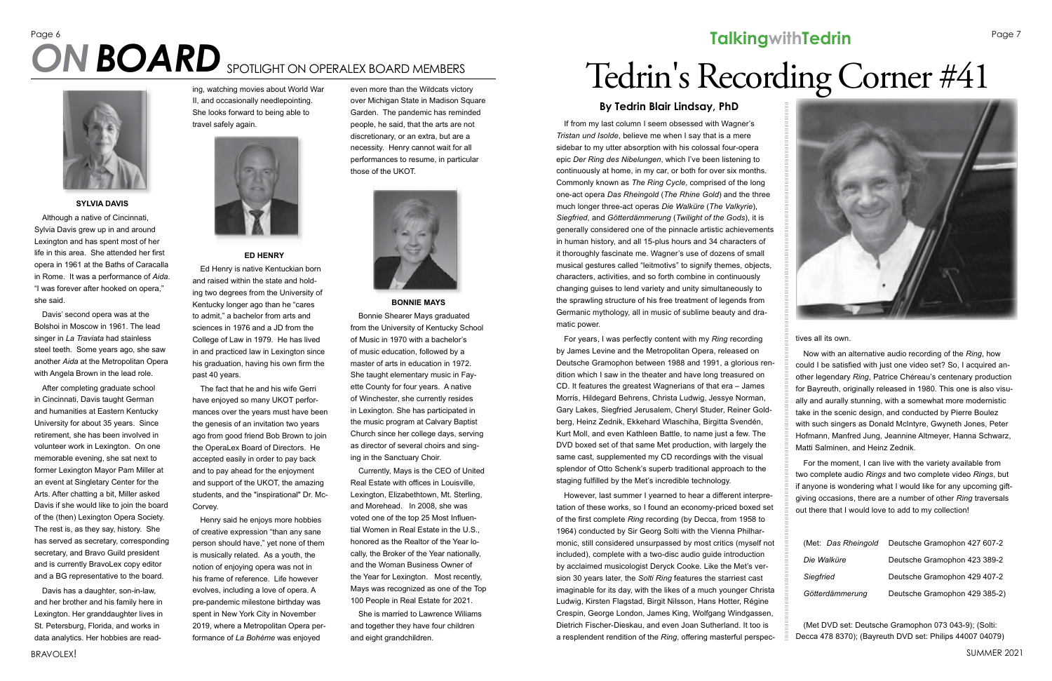# ON BOARD SPOTLIGHT ON OPERALEX BOARD MEMBERS

**SYLVIA DAVIS**

Although a native of Cincinnati, Sylvia Davis grew up in and around Lexington and has spent most of her life in this area. She attended her first opera in 1961 at the Baths of Caracalla in Rome. It was a performance of *Aida*. "I was forever after hooked on opera," she said.

Davis' second opera was at the Bolshoi in Moscow in 1961. The lead singer in *La Traviata* had stainless steel teeth. Some years ago, she saw another *Aida* at the Metropolitan Opera with Angela Brown in the lead role.

After completing graduate school in Cincinnati, Davis taught German and humanities at Eastern Kentucky University for about 35 years. Since retirement, she has been involved in volunteer work in Lexington. On one memorable evening, she sat next to former Lexington Mayor Pam Miller at an event at Singletary Center for the Arts. After chatting a bit, Miller asked Davis if she would like to join the board of the (then) Lexington Opera Society. The rest is, as they say, history. She has served as secretary, corresponding secretary, and Bravo Guild president and is currently BravoLex copy editor and a BG representative to the board.

Davis has a daughter, son-in-law, and her brother and his family here in Lexington. Her granddaughter lives in St. Petersburg, Florida, and works in data analytics. Her hobbies are reading, watching movies about World War II, and occasionally needlepointing. She looks forward to being able to travel safely again.

**ED HENRY**

Ed Henry is native Kentuckian born and raised within the state and holding two degrees from the University of Kentucky longer ago than he "cares to admit," a bachelor from arts and sciences in 1976 and a JD from the College of Law in 1979. He has lived in and practiced law in Lexington since his graduation, having his own firm the past 40 years.

The fact that he and his wife Gerri have enjoyed so many UKOT performances over the years must have been the genesis of an invitation two years ago from good friend Bob Brown to join the OperaLex Board of Directors. He accepted easily in order to pay back and to pay ahead for the enjoyment and support of the UKOT, the amazing students, and the "inspirational" Dr. McCorvey.

Henry said he enjoys more hobbies of creative expression "than any sane person should have," yet none of them is musically related. As a youth, the notion of enjoying opera was not in his frame of reference. Life however evolves, including a love of opera. A pre-pandemic milestone birthday was spent in New York City in November 2019, where a Metropolitan Opera performance of *La Bohème* was enjoyed even more than the Wildcats victory over Michigan State in Madison Square Garden. The pandemic has reminded people, he said, that the arts are not discretionary, or an extra, but are a necessity. Henry cannot wait for all performances to resume, in particular those of the UKOT.

**BONNIE MAYS**

Bonnie Shearer Mays graduated from the University of Kentucky School of Music in 1970 with a bachelor's of music education, followed by a master of arts in education in 1972. She taught elementary music in Fayette County for four years. A native of Winchester, she currently resides in Lexington. She has participated in the music program at Calvary Baptist Church since her college days, serving as director of several choirs and singing in the Sanctuary Choir.

Currently, Mays is the CEO of United Real Estate with offices in Louisville, Lexington, Elizabethtown, Mt. Sterling, and Morehead. In 2008, she was voted one of the top 25 Most Influential Women in Real Estate in the U.S., honored as the Realtor of the Year locally, the Broker of the Year nationally, and the Woman Business Owner of the Year for Lexington. Most recently, Mays was recognized as one of the Top 100 People in Real Estate for 2021.

She is married to Lawrence Wiliams and together they have four children and eight grandchildren.

## TalkingwithTedrin

# Tedrin's Recording Corner #41

### By Tedrin Blair Lindsay, PhD

If from my last column I seem obsessed with Wagner's *Tristan und Isolde*, believe me when I say that is a mere sidebar to my utter absorption with his colossal four-opera epic *Der Ring des Nibelungen*, which I've been listening to continuously at home, in my car, or both for over six months. Commonly known as *The Ring Cycle*, comprised of the long one-act opera *Das Rheingold* (*The Rhine Gold*) and the three much longer three-act operas *Die Walküre* (*The Valkyrie*), *Siegfried*, and *Götterdämmerung* (*Twilight of the Gods*), it is generally considered one of the pinnacle artistic achievements in human history, and all 15-plus hours and 34 characters of it thoroughly fascinate me. Wagner's use of dozens of small musical gestures called "leitmotivs" to signify themes, objects, characters, activities, and so forth combine in continuously changing guises to lend variety and unity simultaneously to the sprawling structure of his free treatment of legends from Germanic mythology, all in music of sublime beauty and dramatic power.

For years, I was perfectly content with my *Ring* recording by James Levine and the Metropolitan Opera, released on Deutsche Gramophon between 1988 and 1991, a glorious rendition which I saw in the theater and have long treasured on CD. It features the greatest Wagnerians of that era – James Morris, Hildegard Behrens, Christa Ludwig, Jessye Norman, Gary Lakes, Siegfried Jerusalem, Cheryl Studer, Reiner Goldberg, Heinz Zednik, Ekkehard Wlaschiha, Birgitta Svendén, Kurt Moll, and even Kathleen Battle, to name just a few. The DVD boxed set of that same Met production, with largely the same cast, supplemented my CD recordings with the visual splendor of Otto Schenk's superb traditional approach to the staging fulfilled by the Met's incredible technology.

However, last summer I yearned to hear a different interpretation of these works, so I found an economy-priced boxed set of the first complete *Ring* recording (by Decca, from 1958 to 1964) conducted by Sir Georg Solti with the Vienna Philharmonic, still considered unsurpassed by most critics (myself not included), complete with a two-disc audio guide introduction by acclaimed musicologist Deryck Cooke. Like the Met's version 30 years later, the *Solti Ring* features the starriest cast imaginable for its day, with the likes of a much younger Christa Ludwig, Kirsten Flagstad, Birgit Nilsson, Hans Hotter, Régine Crespin, George London, James King, Wolfgang Windgassen, Dietrich Fischer-Dieskau, and even Joan Sutherland. It too is a resplendent rendition of the *Ring*, offering masterful perspectives all its own.

Now with an alternative audio recording of the *Ring*, how could I be satisfied with just one video set? So, I acquired another legendary *Ring*, Patrice Chéreau's centenary production for Bayreuth, originally released in 1980. This one is also visually and aurally stunning, with a somewhat more modernistic take in the scenic design, and conducted by Pierre Boulez with such singers as Donald McIntyre, Gwyneth Jones, Peter Hofmann, Manfred Jung, Jeannine Altmeyer, Hanna Schwarz, Matti Salminen, and Heinz Zednik.

For the moment, I can live with the variety available from two complete audio *Rings* and two complete video *Rings*, but if anyone is wondering what I would like for any upcoming gift-giving occasions, there are a number of other *Ring* traversals out there that I would love to add to my collection!

| | |
|---|---|
| (Met: *Das Rheingold* | Deutsche Gramophon 427 607-2 |
| *Die Walküre* | Deutsche Gramophon 423 389-2 |
| *Siegfried* | Deutsche Gramophon 429 407-2 |
| *Götterdämmerung* | Deutsche Gramophon 429 385-2) |

(Met DVD set: Deutsche Gramophone 073 043-9); (Solti: Decca 478 8370); (Bayreuth DVD set: Philips 44007 04079)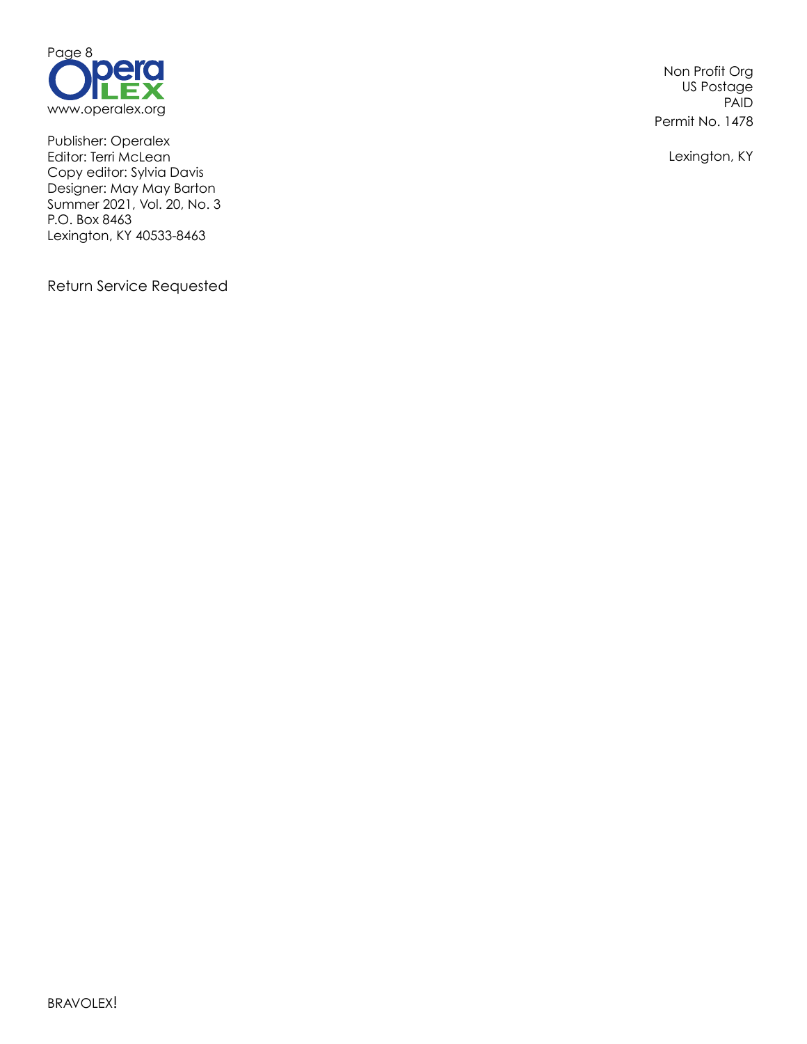Opera LEX
www.operalex.org

Publisher: Operalex
Editor: Terri McLean
Copy editor: Sylvia Davis
Designer: May May Barton
Summer 2021, Vol. 20, No. 3
P.O. Box 8463
Lexington, KY 40533-8463

Return Service Requested

Non Profit Org
US Postage
PAID
Permit No. 1478

Lexington, KY